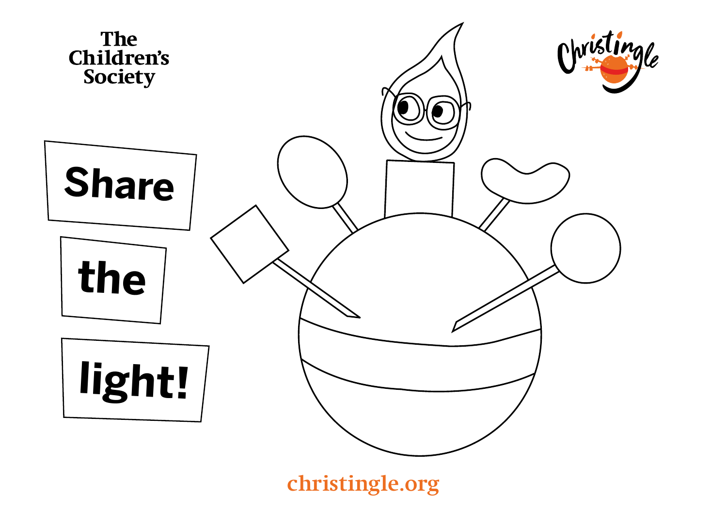The Children's Society

Christingle

Share

the

light!

christingle.org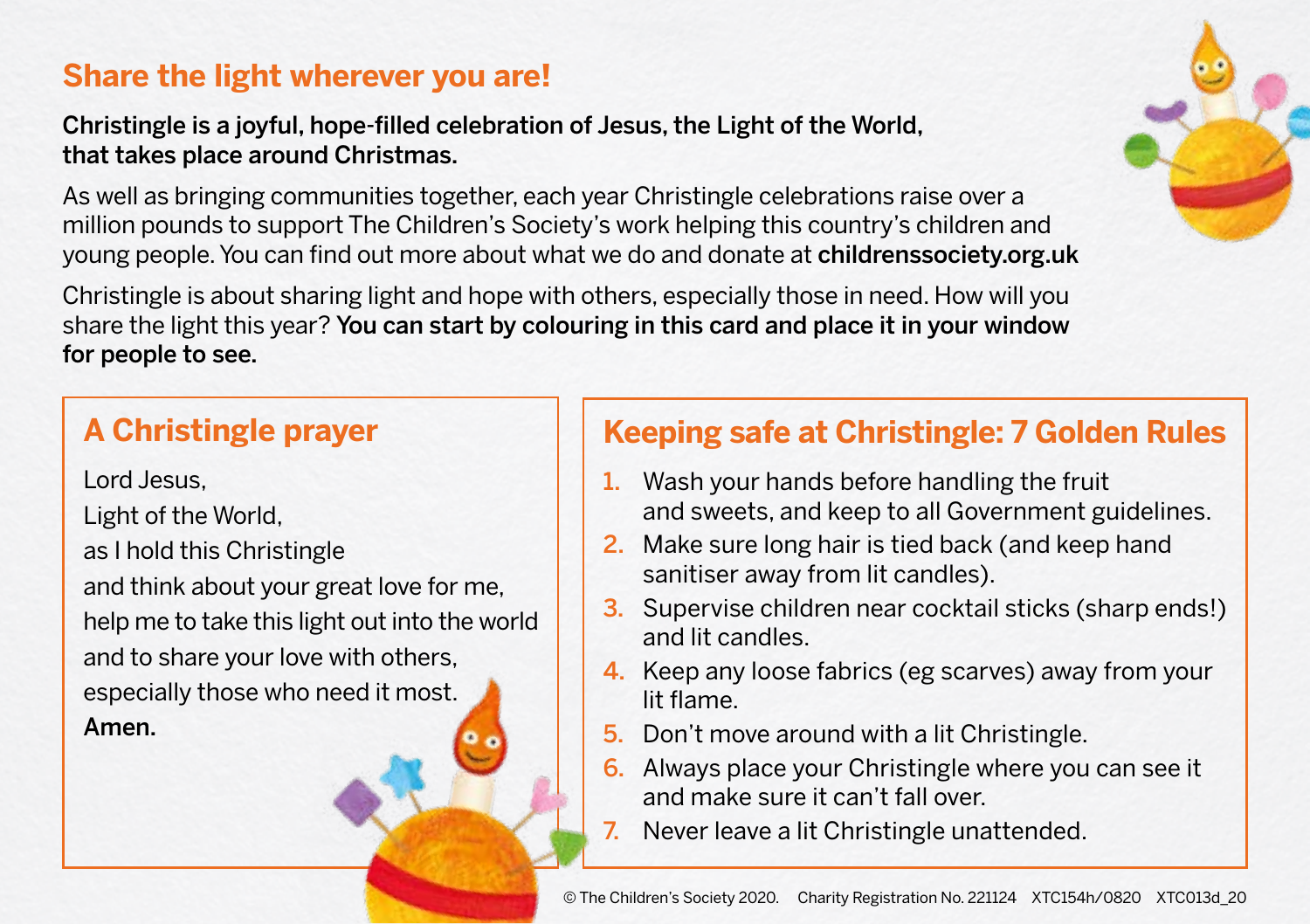## Share the light wherever you are!

**Christingle is a joyful, hope-filled celebration of Jesus, the Light of the World, that takes place around Christmas.**

As well as bringing communities together, each year Christingle celebrations raise over a million pounds to support The Children's Society's work helping this country's children and young people. You can find out more about what we do and donate at **childrenssociety.org.uk**

Christingle is about sharing light and hope with others, especially those in need. How will you share the light this year? **You can start by colouring in this card and place it in your window for people to see.**

### A Christingle prayer

Lord Jesus,
Light of the World,
as I hold this Christingle
and think about your great love for me,
help me to take this light out into the world
and to share your love with others,
especially those who need it most.
**Amen.**

### Keeping safe at Christingle: 7 Golden Rules

1. Wash your hands before handling the fruit and sweets, and keep to all Government guidelines.
2. Make sure long hair is tied back (and keep hand sanitiser away from lit candles).
3. Supervise children near cocktail sticks (sharp ends!) and lit candles.
4. Keep any loose fabrics (eg scarves) away from your lit flame.
5. Don't move around with a lit Christingle.
6. Always place your Christingle where you can see it and make sure it can't fall over.
7. Never leave a lit Christingle unattended.

© The Children's Society 2020. Charity Registration No. 221124 XTC154h/0820 XTC013d_20